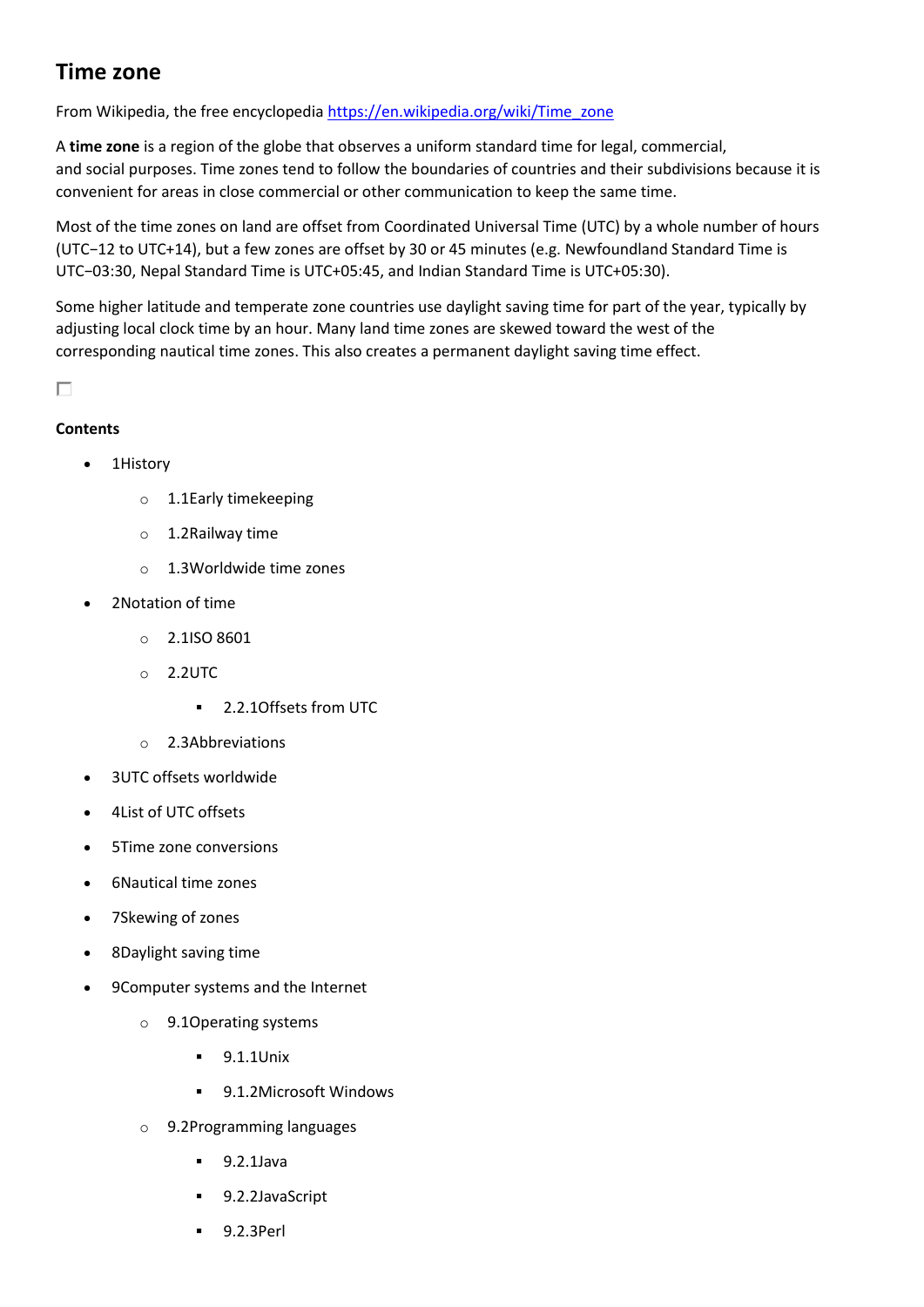# Time zone

From Wikipedia, the free encyclopedia https://en.wikipedia.org/wiki/Time_zone

A **time zone** is a region of the globe that observes a uniform standard time for legal, commercial, and social purposes. Time zones tend to follow the boundaries of countries and their subdivisions because it is convenient for areas in close commercial or other communication to keep the same time.

Most of the time zones on land are offset from Coordinated Universal Time (UTC) by a whole number of hours (UTC−12 to UTC+14), but a few zones are offset by 30 or 45 minutes (e.g. Newfoundland Standard Time is UTC−03:30, Nepal Standard Time is UTC+05:45, and Indian Standard Time is UTC+05:30).

Some higher latitude and temperate zone countries use daylight saving time for part of the year, typically by adjusting local clock time by an hour. Many land time zones are skewed toward the west of the corresponding nautical time zones. This also creates a permanent daylight saving time effect.

**Contents**

- 1History
  - 1.1Early timekeeping
  - 1.2Railway time
  - 1.3Worldwide time zones
- 2Notation of time
  - 2.1ISO 8601
  - 2.2UTC
    - 2.2.1Offsets from UTC
  - 2.3Abbreviations
- 3UTC offsets worldwide
- 4List of UTC offsets
- 5Time zone conversions
- 6Nautical time zones
- 7Skewing of zones
- 8Daylight saving time
- 9Computer systems and the Internet
  - 9.1Operating systems
    - 9.1.1Unix
    - 9.1.2Microsoft Windows
  - 9.2Programming languages
    - 9.2.1Java
    - 9.2.2JavaScript
    - 9.2.3Perl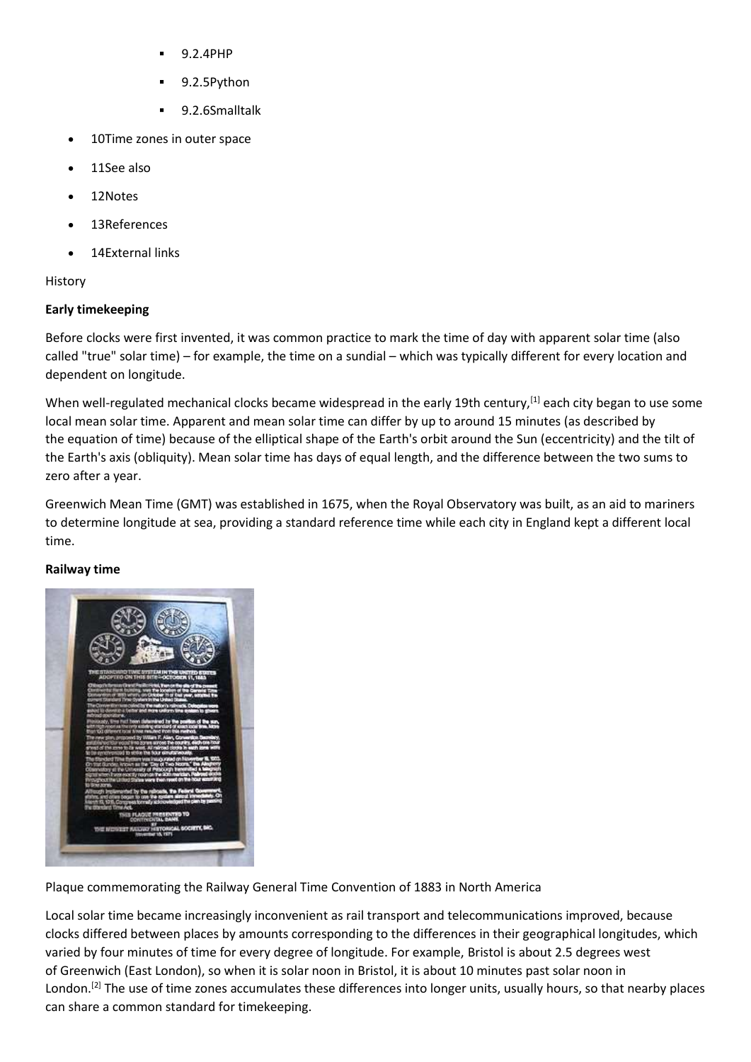- 9.2.4PHP
- 9.2.5Python
- 9.2.6Smalltalk

- 10Time zones in outer space
- 11See also
- 12Notes
- 13References
- 14External links

History

**Early timekeeping**

Before clocks were first invented, it was common practice to mark the time of day with apparent solar time (also called "true" solar time) – for example, the time on a sundial – which was typically different for every location and dependent on longitude.

When well-regulated mechanical clocks became widespread in the early 19th century,[1] each city began to use some local mean solar time. Apparent and mean solar time can differ by up to around 15 minutes (as described by the equation of time) because of the elliptical shape of the Earth's orbit around the Sun (eccentricity) and the tilt of the Earth's axis (obliquity). Mean solar time has days of equal length, and the difference between the two sums to zero after a year.

Greenwich Mean Time (GMT) was established in 1675, when the Royal Observatory was built, as an aid to mariners to determine longitude at sea, providing a standard reference time while each city in England kept a different local time.

**Railway time**

Plaque commemorating the Railway General Time Convention of 1883 in North America

Local solar time became increasingly inconvenient as rail transport and telecommunications improved, because clocks differed between places by amounts corresponding to the differences in their geographical longitudes, which varied by four minutes of time for every degree of longitude. For example, Bristol is about 2.5 degrees west of Greenwich (East London), so when it is solar noon in Bristol, it is about 10 minutes past solar noon in London.[2] The use of time zones accumulates these differences into longer units, usually hours, so that nearby places can share a common standard for timekeeping.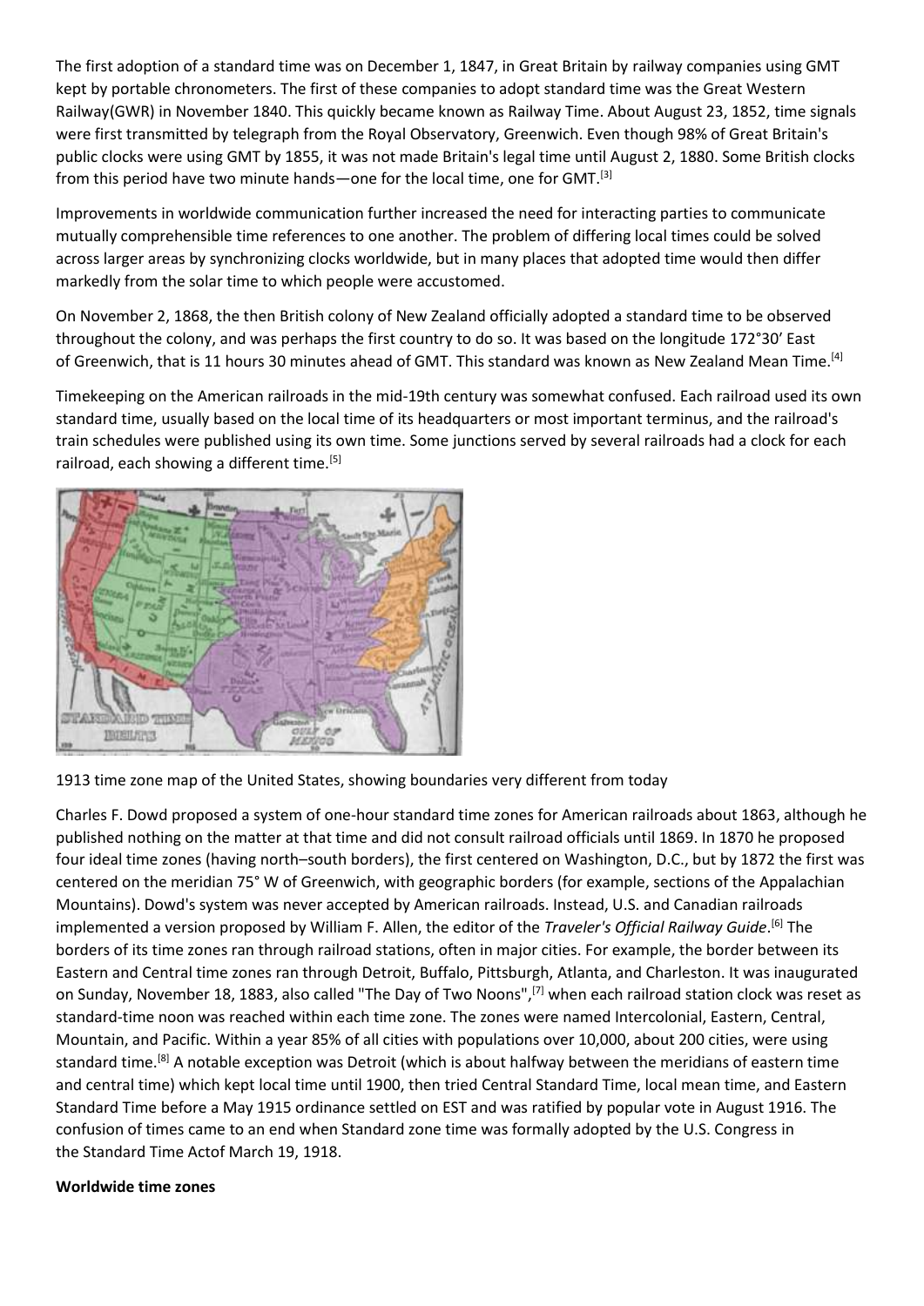The first adoption of a standard time was on December 1, 1847, in Great Britain by railway companies using GMT kept by portable chronometers. The first of these companies to adopt standard time was the Great Western Railway(GWR) in November 1840. This quickly became known as Railway Time. About August 23, 1852, time signals were first transmitted by telegraph from the Royal Observatory, Greenwich. Even though 98% of Great Britain's public clocks were using GMT by 1855, it was not made Britain's legal time until August 2, 1880. Some British clocks from this period have two minute hands—one for the local time, one for GMT.[3]

Improvements in worldwide communication further increased the need for interacting parties to communicate mutually comprehensible time references to one another. The problem of differing local times could be solved across larger areas by synchronizing clocks worldwide, but in many places that adopted time would then differ markedly from the solar time to which people were accustomed.

On November 2, 1868, the then British colony of New Zealand officially adopted a standard time to be observed throughout the colony, and was perhaps the first country to do so. It was based on the longitude 172°30' East of Greenwich, that is 11 hours 30 minutes ahead of GMT. This standard was known as New Zealand Mean Time.[4]

Timekeeping on the American railroads in the mid-19th century was somewhat confused. Each railroad used its own standard time, usually based on the local time of its headquarters or most important terminus, and the railroad's train schedules were published using its own time. Some junctions served by several railroads had a clock for each railroad, each showing a different time.[5]

1913 time zone map of the United States, showing boundaries very different from today

Charles F. Dowd proposed a system of one-hour standard time zones for American railroads about 1863, although he published nothing on the matter at that time and did not consult railroad officials until 1869. In 1870 he proposed four ideal time zones (having north–south borders), the first centered on Washington, D.C., but by 1872 the first was centered on the meridian 75° W of Greenwich, with geographic borders (for example, sections of the Appalachian Mountains). Dowd's system was never accepted by American railroads. Instead, U.S. and Canadian railroads implemented a version proposed by William F. Allen, the editor of the *Traveler's Official Railway Guide*.[6] The borders of its time zones ran through railroad stations, often in major cities. For example, the border between its Eastern and Central time zones ran through Detroit, Buffalo, Pittsburgh, Atlanta, and Charleston. It was inaugurated on Sunday, November 18, 1883, also called "The Day of Two Noons",[7] when each railroad station clock was reset as standard-time noon was reached within each time zone. The zones were named Intercolonial, Eastern, Central, Mountain, and Pacific. Within a year 85% of all cities with populations over 10,000, about 200 cities, were using standard time.[8] A notable exception was Detroit (which is about halfway between the meridians of eastern time and central time) which kept local time until 1900, then tried Central Standard Time, local mean time, and Eastern Standard Time before a May 1915 ordinance settled on EST and was ratified by popular vote in August 1916. The confusion of times came to an end when Standard zone time was formally adopted by the U.S. Congress in the Standard Time Actof March 19, 1918.

**Worldwide time zones**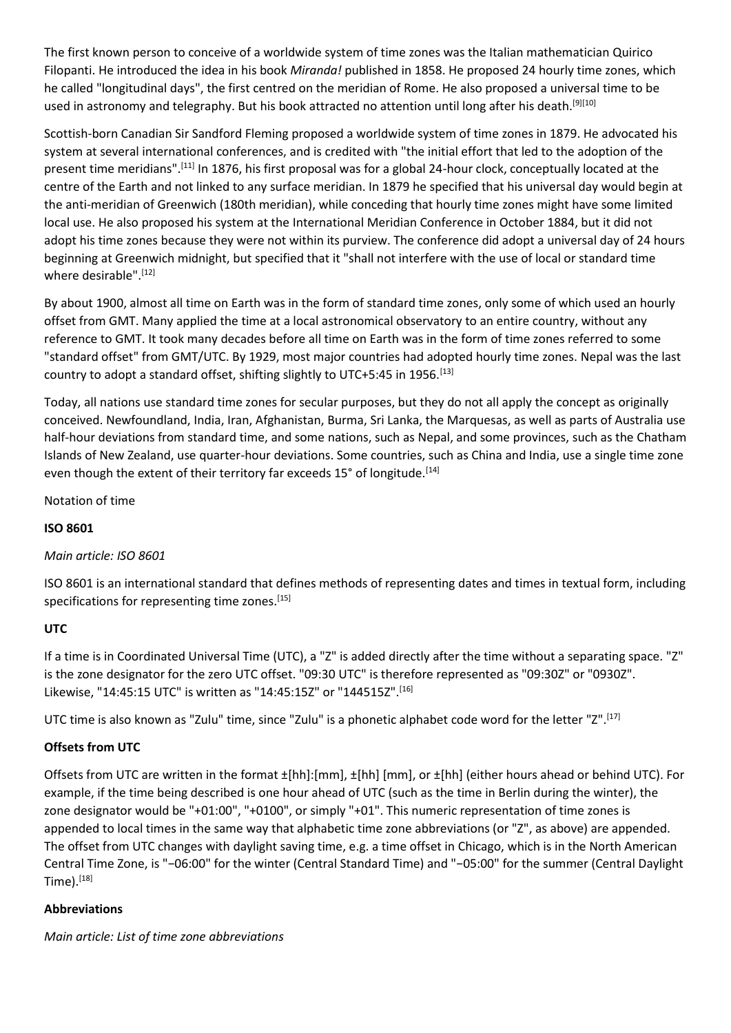The first known person to conceive of a worldwide system of time zones was the Italian mathematician Quirico Filopanti. He introduced the idea in his book *Miranda!* published in 1858. He proposed 24 hourly time zones, which he called "longitudinal days", the first centred on the meridian of Rome. He also proposed a universal time to be used in astronomy and telegraphy. But his book attracted no attention until long after his death.[9][10]

Scottish-born Canadian Sir Sandford Fleming proposed a worldwide system of time zones in 1879. He advocated his system at several international conferences, and is credited with "the initial effort that led to the adoption of the present time meridians".[11] In 1876, his first proposal was for a global 24-hour clock, conceptually located at the centre of the Earth and not linked to any surface meridian. In 1879 he specified that his universal day would begin at the anti-meridian of Greenwich (180th meridian), while conceding that hourly time zones might have some limited local use. He also proposed his system at the International Meridian Conference in October 1884, but it did not adopt his time zones because they were not within its purview. The conference did adopt a universal day of 24 hours beginning at Greenwich midnight, but specified that it "shall not interfere with the use of local or standard time where desirable".[12]

By about 1900, almost all time on Earth was in the form of standard time zones, only some of which used an hourly offset from GMT. Many applied the time at a local astronomical observatory to an entire country, without any reference to GMT. It took many decades before all time on Earth was in the form of time zones referred to some "standard offset" from GMT/UTC. By 1929, most major countries had adopted hourly time zones. Nepal was the last country to adopt a standard offset, shifting slightly to UTC+5:45 in 1956.[13]

Today, all nations use standard time zones for secular purposes, but they do not all apply the concept as originally conceived. Newfoundland, India, Iran, Afghanistan, Burma, Sri Lanka, the Marquesas, as well as parts of Australia use half-hour deviations from standard time, and some nations, such as Nepal, and some provinces, such as the Chatham Islands of New Zealand, use quarter-hour deviations. Some countries, such as China and India, use a single time zone even though the extent of their territory far exceeds 15° of longitude.[14]

Notation of time

### ISO 8601

*Main article: ISO 8601*

ISO 8601 is an international standard that defines methods of representing dates and times in textual form, including specifications for representing time zones.[15]

### UTC

If a time is in Coordinated Universal Time (UTC), a "Z" is added directly after the time without a separating space. "Z" is the zone designator for the zero UTC offset. "09:30 UTC" is therefore represented as "09:30Z" or "0930Z". Likewise, "14:45:15 UTC" is written as "14:45:15Z" or "144515Z".[16]

UTC time is also known as "Zulu" time, since "Zulu" is a phonetic alphabet code word for the letter "Z".[17]

### Offsets from UTC

Offsets from UTC are written in the format ±[hh]:[mm], ±[hh] [mm], or ±[hh] (either hours ahead or behind UTC). For example, if the time being described is one hour ahead of UTC (such as the time in Berlin during the winter), the zone designator would be "+01:00", "+0100", or simply "+01". This numeric representation of time zones is appended to local times in the same way that alphabetic time zone abbreviations (or "Z", as above) are appended. The offset from UTC changes with daylight saving time, e.g. a time offset in Chicago, which is in the North American Central Time Zone, is "−06:00" for the winter (Central Standard Time) and "−05:00" for the summer (Central Daylight Time).[18]

### Abbreviations

*Main article: List of time zone abbreviations*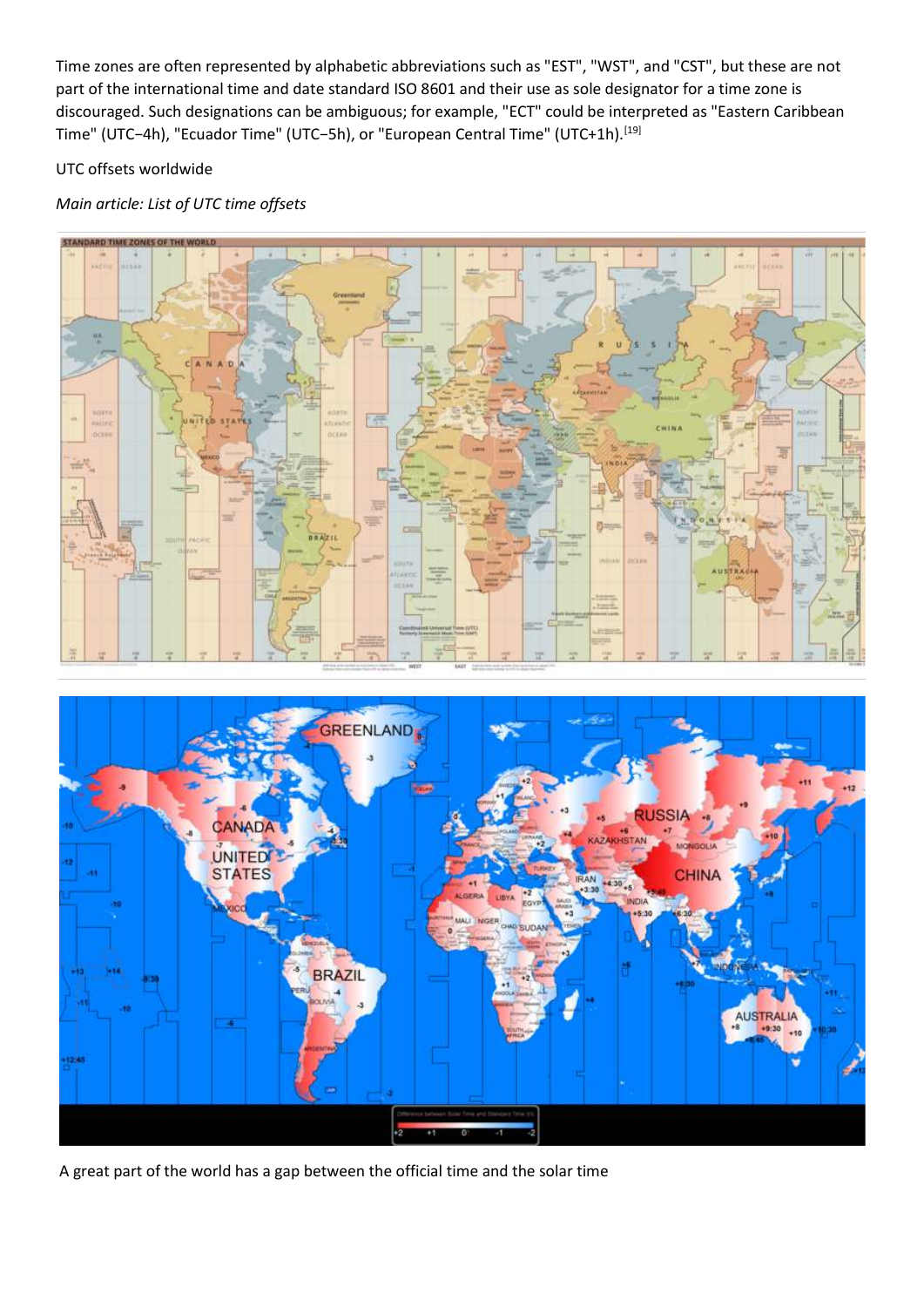Time zones are often represented by alphabetic abbreviations such as "EST", "WST", and "CST", but these are not part of the international time and date standard ISO 8601 and their use as sole designator for a time zone is discouraged. Such designations can be ambiguous; for example, "ECT" could be interpreted as "Eastern Caribbean Time" (UTC−4h), "Ecuador Time" (UTC−5h), or "European Central Time" (UTC+1h).[19]

UTC offsets worldwide

*Main article: List of UTC time offsets*

A great part of the world has a gap between the official time and the solar time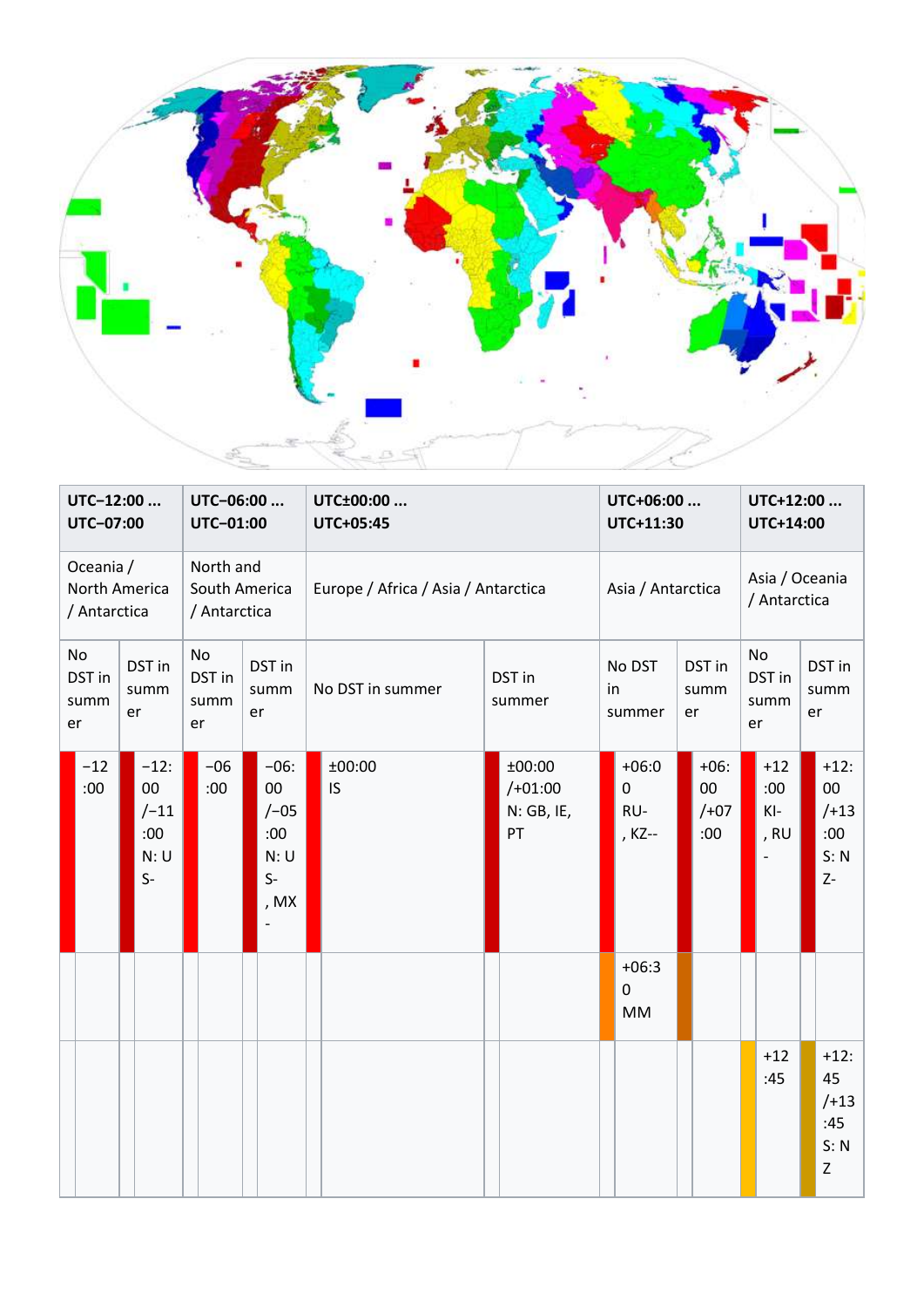| UTC−12:00 ... UTC−07:00 | | UTC−06:00 ... UTC−01:00 | | UTC±00:00 ... UTC+05:45 | | UTC+06:00 ... UTC+11:30 | | UTC+12:00 ... UTC+14:00 | |
|---|---|---|---|---|---|---|---|---|---|
| Oceania / North America / Antarctica | | North and South America / Antarctica | | Europe / Africa / Asia / Antarctica | | Asia / Antarctica | | Asia / Oceania / Antarctica | |
| No DST in summer | DST in summer | No DST in summer | DST in summer | No DST in summer | DST in summer | No DST in summer | DST in summer | No DST in summer | DST in summer |
| −12:00 | −12:00 /−11:00 N: US- | −06:00 | −06:00 /−05:00 N: US-, MX- | ±00:00 IS | ±00:00 /+01:00 N: GB, IE, PT | +06:00 RU-, KZ-- | +06:00 /+07:00 | +12:00 KI-, RU- | +12:00 /+13:00 S: NZ- |
| | | | | | | +06:30 MM | | | |
| | | | | | | | | +12:45 | +12:45 /+13:45 S: NZ |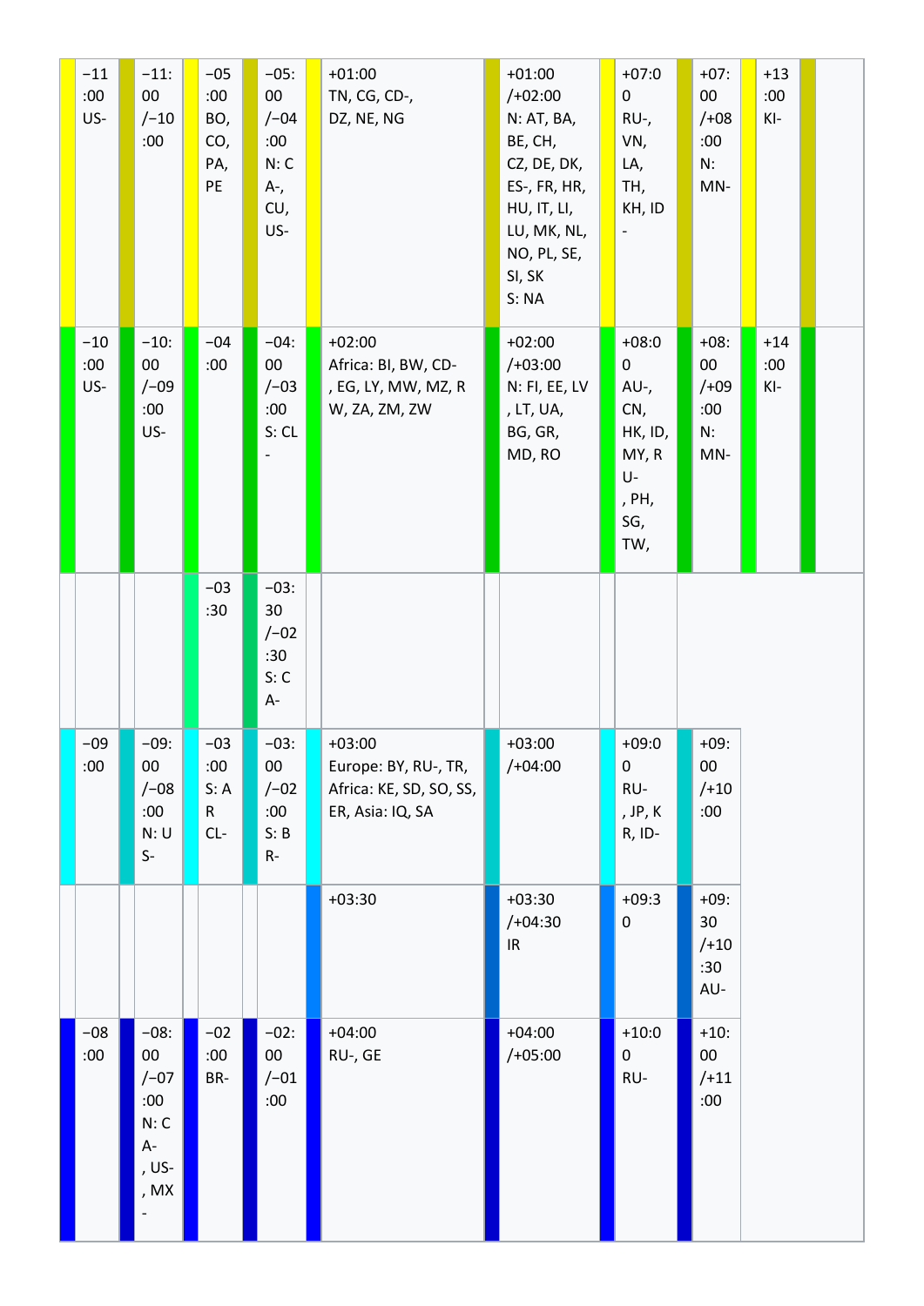| | −11:00 US- | | −11:00 /−10:00 | | −05:00 BO, CO, PA, PE | | −05:00 /−04:00 N: CA-, CU, US- | | +01:00 TN, CG, CD-, DZ, NE, NG | | +01:00 /+02:00 N: AT, BA, BE, CH, CZ, DE, DK, ES-, FR, HR, HU, IT, LI, LU, MK, NL, NO, PL, SE, SI, SK S: NA | | +07:00 RU-, VN, LA, TH, KH, ID- | | +07:00 /+08:00 N: MN- | | +13:00 KI- | | |
|---|---|---|---|---|---|---|---|---|---|---|---|---|---|---|---|---|---|---|---|
| | −10:00 US- | | −10:00 /−09:00 US- | | −04:00 | | −04:00 /−03:00 S: CL- | | +02:00 Africa: BI, BW, CD-, EG, LY, MW, MZ, RW, ZA, ZM, ZW | | +02:00 /+03:00 N: FI, EE, LV, LT, UA, BG, GR, MD, RO | | +08:00 AU-, CN, HK, ID, MY, RU-, PH, SG, TW, | | +08:00 /+09:00 N: MN- | | +14:00 KI- | | |
| | | | | | −03:30 | | −03:30 /−02:30 S: CA- | | | | | | | | | | | | |
| | −09:00 | | −09:00 /−08:00 N: US- | | −03:00 S: AR CL- | | −03:00 /−02:00 S: BR- | | +03:00 Europe: BY, RU-, TR, Africa: KE, SD, SO, SS, ER, Asia: IQ, SA | | +03:00 /+04:00 | | +09:00 RU-, JP, KR, ID- | | +09:00 /+10:00 | | | | |
| | | | | | | | | | +03:30 | | +03:30 /+04:30 IR | | +09:30 | | +09:30 /+10:30 AU- | | | | |
| | −08:00 | | −08:00 /−07:00 N: CA-, US-, MX- | | −02:00 BR- | | −02:00 /−01:00 | | +04:00 RU-, GE | | +04:00 /+05:00 | | +10:00 RU- | | +10:00 /+11:00 | | | | |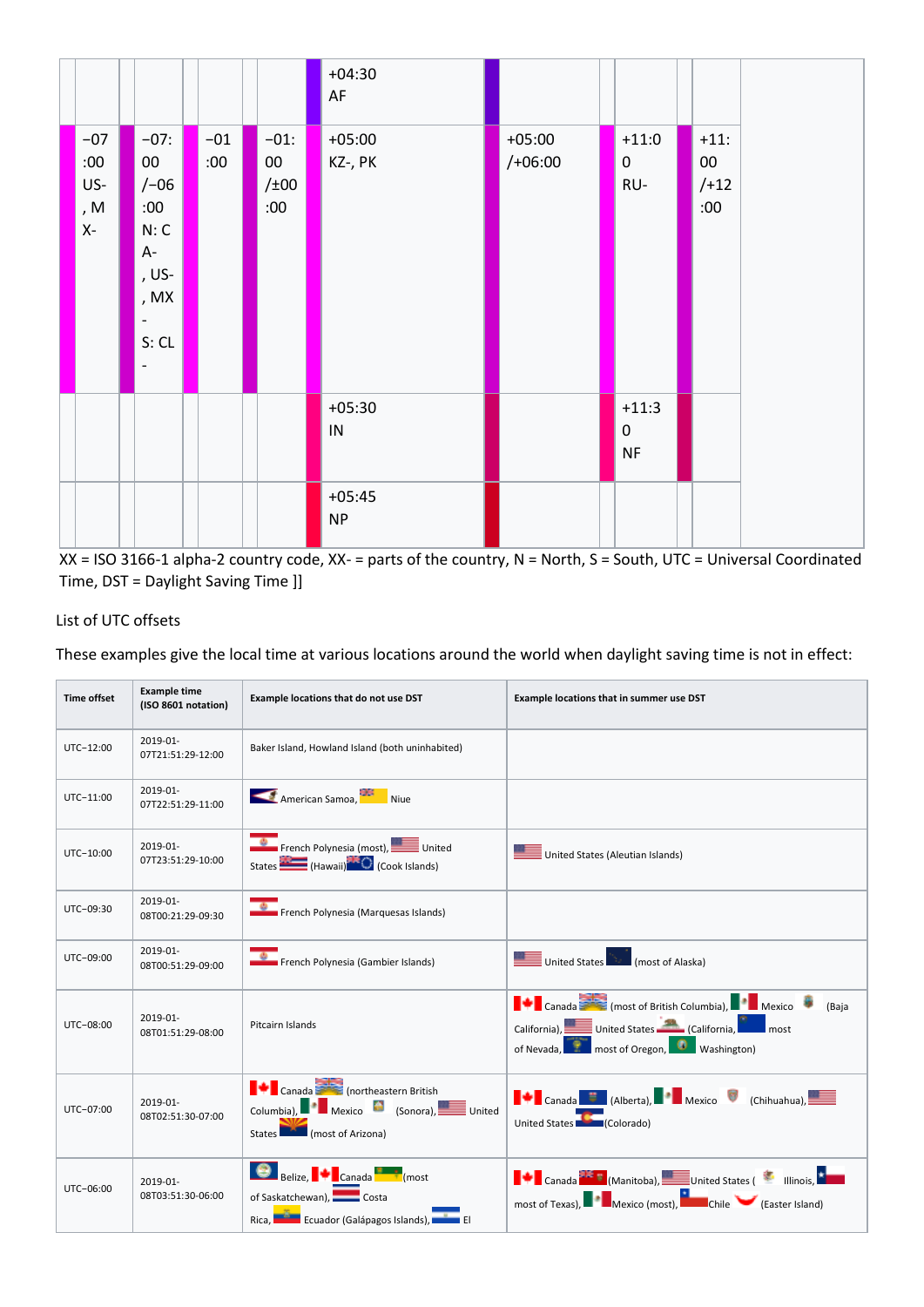| | | | | | | | | | | | | | |
|---|---|---|---|---|---|---|---|---|---|---|---|---|---|
| | | | | | | | | +04:30 AF | | | | | |
| | −07:00 US-, MX- | | −07:00/−06:00 N: CA-, US-, MX- S: CL- | | −01:00 | | −01:00/±00:00 | +05:00 KZ-, PK | | +05:00/+06:00 | | +11:00 RU- | | +11:00/+12:00 |
| | | | | | | | | +05:30 IN | | | | +11:30 NF | | |
| | | | | | | | | +05:45 NP | | | | | | |

XX = ISO 3166-1 alpha-2 country code, XX- = parts of the country, N = North, S = South, UTC = Universal Coordinated Time, DST = Daylight Saving Time ]]

List of UTC offsets

These examples give the local time at various locations around the world when daylight saving time is not in effect:

| Time offset | Example time (ISO 8601 notation) | Example locations that do not use DST | Example locations that in summer use DST |
|---|---|---|---|
| UTC−12:00 | 2019-01-07T21:51:29-12:00 | Baker Island, Howland Island (both uninhabited) | |
| UTC−11:00 | 2019-01-07T22:51:29-11:00 | American Samoa, Niue | |
| UTC−10:00 | 2019-01-07T23:51:29-10:00 | French Polynesia (most), United States (Hawaii) (Cook Islands) | United States (Aleutian Islands) |
| UTC−09:30 | 2019-01-08T00:21:29-09:30 | French Polynesia (Marquesas Islands) | |
| UTC−09:00 | 2019-01-08T00:51:29-09:00 | French Polynesia (Gambier Islands) | United States (most of Alaska) |
| UTC−08:00 | 2019-01-08T01:51:29-08:00 | Pitcairn Islands | Canada (most of British Columbia), Mexico (Baja California), United States (California, most of Nevada, most of Oregon, Washington) |
| UTC−07:00 | 2019-01-08T02:51:30-07:00 | Canada (northeastern British Columbia), Mexico (Sonora), United States (most of Arizona) | Canada (Alberta), Mexico (Chihuahua), United States (Colorado) |
| UTC−06:00 | 2019-01-08T03:51:30-06:00 | Belize, Canada (most of Saskatchewan), Costa Rica, Ecuador (Galápagos Islands), El | Canada (Manitoba), United States ( Illinois, most of Texas), Mexico (most), Chile (Easter Island) |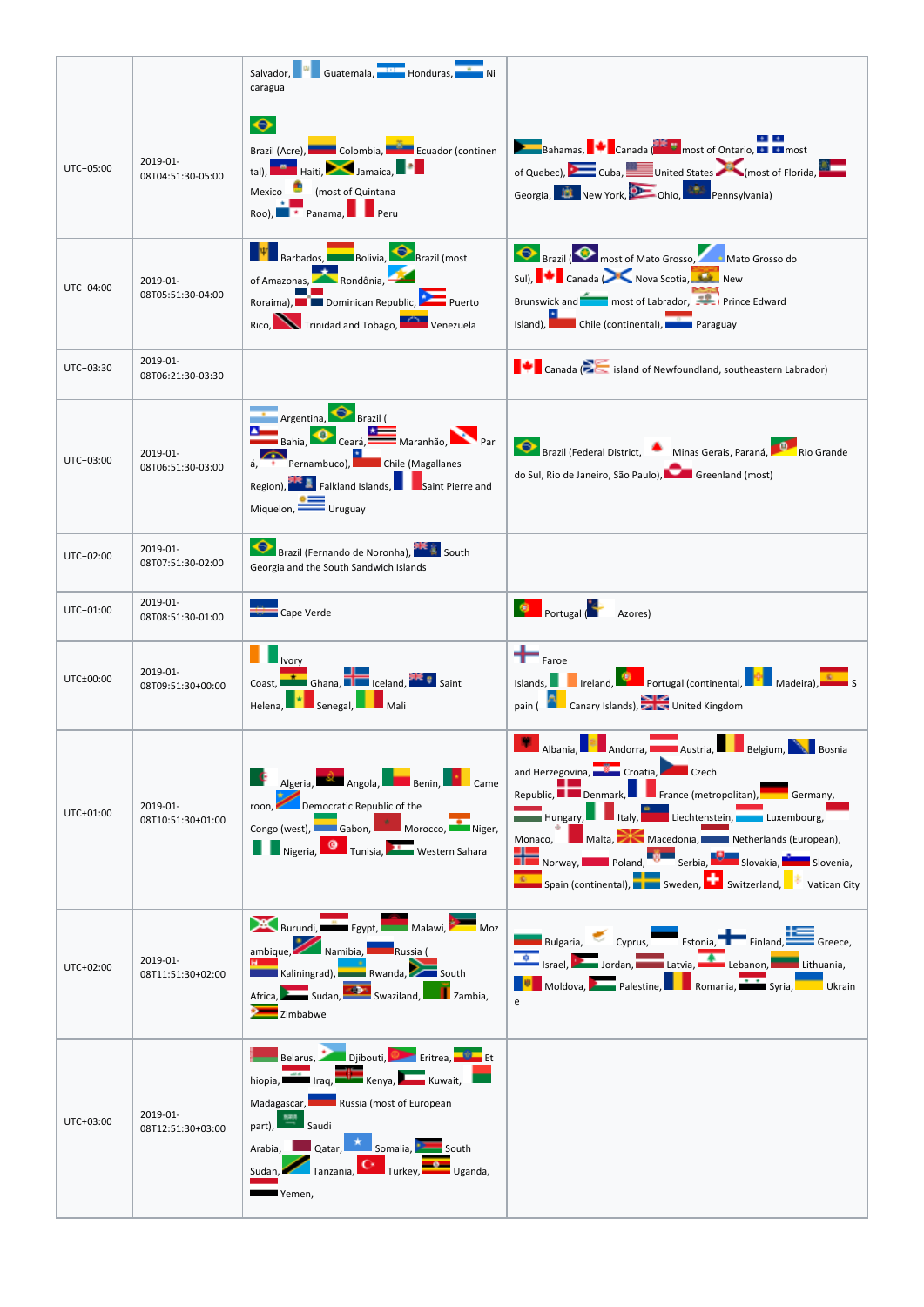| | | Salvador, Guatemala, Honduras, Nicaragua | |
|---|---|---|---|
| UTC−05:00 | 2019-01-08T04:51:30-05:00 | Brazil (Acre), Colombia, Ecuador (continental), Haiti, Jamaica, Mexico (most of Quintana Roo), Panama, Peru | Bahamas, Canada (most of Ontario, most of Quebec), Cuba, United States (most of Florida, Georgia, New York, Ohio, Pennsylvania) |
| UTC−04:00 | 2019-01-08T05:51:30-04:00 | Barbados, Bolivia, Brazil (most of Amazonas, Rondônia, Roraima), Dominican Republic, Puerto Rico, Trinidad and Tobago, Venezuela | Brazil (most of Mato Grosso, Mato Grosso do Sul), Canada (Nova Scotia, New Brunswick and most of Labrador, Prince Edward Island), Chile (continental), Paraguay |
| UTC−03:30 | 2019-01-08T06:21:30-03:30 | | Canada (island of Newfoundland, southeastern Labrador) |
| UTC−03:00 | 2019-01-08T06:51:30-03:00 | Argentina, Brazil (Bahia, Ceará, Maranhão, Pará, Pernambuco), Chile (Magallanes Region), Falkland Islands, Saint Pierre and Miquelon, Uruguay | Brazil (Federal District, Minas Gerais, Paraná, Rio Grande do Sul, Rio de Janeiro, São Paulo), Greenland (most) |
| UTC−02:00 | 2019-01-08T07:51:30-02:00 | Brazil (Fernando de Noronha), South Georgia and the South Sandwich Islands | |
| UTC−01:00 | 2019-01-08T08:51:30-01:00 | Cape Verde | Portugal (Azores) |
| UTC±00:00 | 2019-01-08T09:51:30+00:00 | Ivory Coast, Ghana, Iceland, Saint Helena, Senegal, Mali | Faroe Islands, Ireland, Portugal (continental, Madeira), Spain (Canary Islands), United Kingdom |
| UTC+01:00 | 2019-01-08T10:51:30+01:00 | Algeria, Angola, Benin, Cameroon, Democratic Republic of the Congo (west), Gabon, Morocco, Niger, Nigeria, Tunisia, Western Sahara | Albania, Andorra, Austria, Belgium, Bosnia and Herzegovina, Croatia, Czech Republic, Denmark, France (metropolitan), Germany, Hungary, Italy, Liechtenstein, Luxembourg, Monaco, Malta, Macedonia, Netherlands (European), Norway, Poland, Serbia, Slovakia, Slovenia, Spain (continental), Sweden, Switzerland, Vatican City |
| UTC+02:00 | 2019-01-08T11:51:30+02:00 | Burundi, Egypt, Malawi, Mozambique, Namibia, Russia (Kaliningrad), Rwanda, South Africa, Sudan, Swaziland, Zambia, Zimbabwe | Bulgaria, Cyprus, Estonia, Finland, Greece, Israel, Jordan, Latvia, Lebanon, Lithuania, Moldova, Palestine, Romania, Syria, Ukraine |
| UTC+03:00 | 2019-01-08T12:51:30+03:00 | Belarus, Djibouti, Eritrea, Ethiopia, Iraq, Kenya, Kuwait, Madagascar, Russia (most of European part), Saudi Arabia, Qatar, Somalia, South Sudan, Tanzania, Turkey, Uganda, Yemen, | |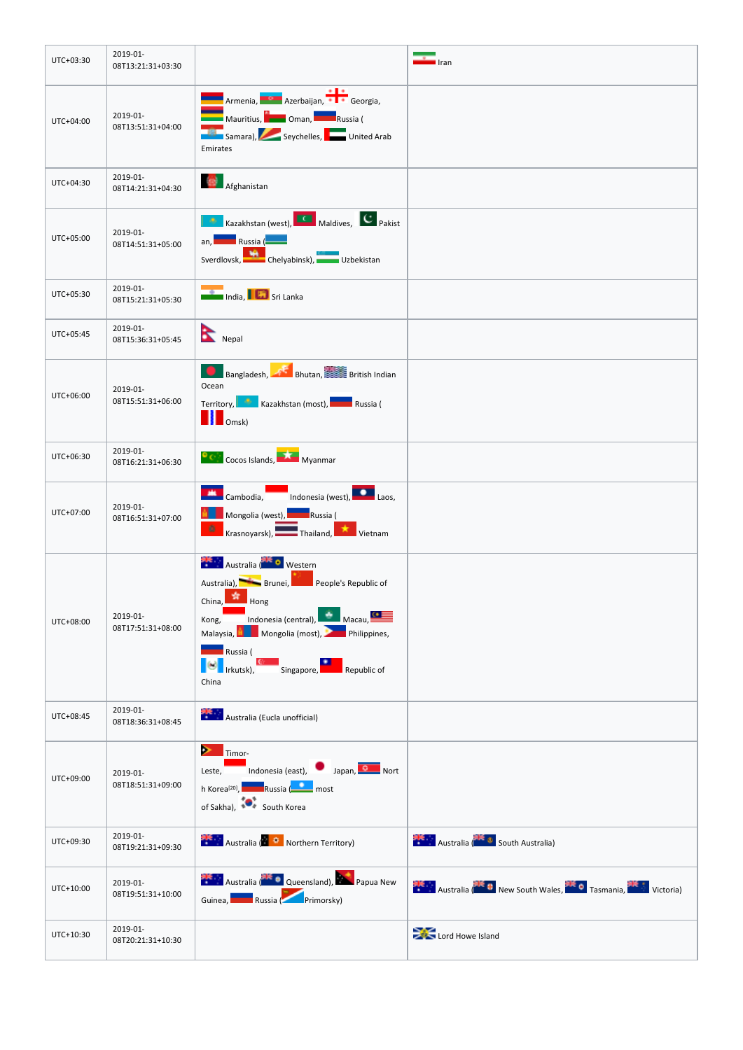| UTC+03:30 | 2019-01-08T13:21:31+03:30 | | Iran |
|---|---|---|---|
| UTC+04:00 | 2019-01-08T13:51:31+04:00 | Armenia, Azerbaijan, Georgia, Mauritius, Oman, Russia (Samara), Seychelles, United Arab Emirates | |
| UTC+04:30 | 2019-01-08T14:21:31+04:30 | Afghanistan | |
| UTC+05:00 | 2019-01-08T14:51:31+05:00 | Kazakhstan (west), Maldives, Pakistan, Russia (Sverdlovsk, Chelyabinsk), Uzbekistan | |
| UTC+05:30 | 2019-01-08T15:21:31+05:30 | India, Sri Lanka | |
| UTC+05:45 | 2019-01-08T15:36:31+05:45 | Nepal | |
| UTC+06:00 | 2019-01-08T15:51:31+06:00 | Bangladesh, Bhutan, British Indian Ocean Territory, Kazakhstan (most), Russia (Omsk) | |
| UTC+06:30 | 2019-01-08T16:21:31+06:30 | Cocos Islands, Myanmar | |
| UTC+07:00 | 2019-01-08T16:51:31+07:00 | Cambodia, Indonesia (west), Laos, Mongolia (west), Russia (Krasnoyarsk), Thailand, Vietnam | |
| UTC+08:00 | 2019-01-08T17:51:31+08:00 | Australia (Western Australia), Brunei, People's Republic of China, Hong Kong, Indonesia (central), Macau, Malaysia, Mongolia (most), Philippines, Russia (Irkutsk), Singapore, Republic of China | |
| UTC+08:45 | 2019-01-08T18:36:31+08:45 | Australia (Eucla unofficial) | |
| UTC+09:00 | 2019-01-08T18:51:31+09:00 | Timor-Leste, Indonesia (east), Japan, North Korea[20], Russia (most of Sakha), South Korea | |
| UTC+09:30 | 2019-01-08T19:21:31+09:30 | Australia (Northern Territory) | Australia (South Australia) |
| UTC+10:00 | 2019-01-08T19:51:31+10:00 | Australia (Queensland), Papua New Guinea, Russia (Primorsky) | Australia (New South Wales, Tasmania, Victoria) |
| UTC+10:30 | 2019-01-08T20:21:31+10:30 | | Lord Howe Island |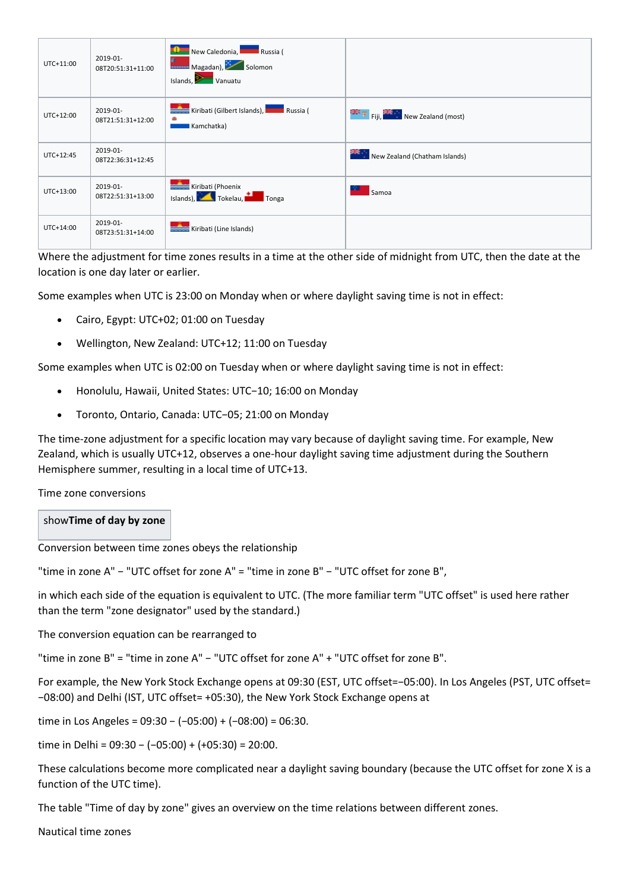| UTC+11:00 | 2019-01-08T20:51:31+11:00 | New Caledonia, Russia (Magadan), Solomon Islands, Vanuatu | |
|---|---|---|---|
| UTC+12:00 | 2019-01-08T21:51:31+12:00 | Kiribati (Gilbert Islands), Russia (Kamchatka) | Fiji, New Zealand (most) |
| UTC+12:45 | 2019-01-08T22:36:31+12:45 | | New Zealand (Chatham Islands) |
| UTC+13:00 | 2019-01-08T22:51:31+13:00 | Kiribati (Phoenix Islands), Tokelau, Tonga | Samoa |
| UTC+14:00 | 2019-01-08T23:51:31+14:00 | Kiribati (Line Islands) | |

Where the adjustment for time zones results in a time at the other side of midnight from UTC, then the date at the location is one day later or earlier.

Some examples when UTC is 23:00 on Monday when or where daylight saving time is not in effect:

- Cairo, Egypt: UTC+02; 01:00 on Tuesday
- Wellington, New Zealand: UTC+12; 11:00 on Tuesday

Some examples when UTC is 02:00 on Tuesday when or where daylight saving time is not in effect:

- Honolulu, Hawaii, United States: UTC−10; 16:00 on Monday
- Toronto, Ontario, Canada: UTC−05; 21:00 on Monday

The time-zone adjustment for a specific location may vary because of daylight saving time. For example, New Zealand, which is usually UTC+12, observes a one-hour daylight saving time adjustment during the Southern Hemisphere summer, resulting in a local time of UTC+13.

Time zone conversions

show**Time of day by zone**

Conversion between time zones obeys the relationship

"time in zone A" − "UTC offset for zone A" = "time in zone B" − "UTC offset for zone B",

in which each side of the equation is equivalent to UTC. (The more familiar term "UTC offset" is used here rather than the term "zone designator" used by the standard.)

The conversion equation can be rearranged to

"time in zone B" = "time in zone A" − "UTC offset for zone A" + "UTC offset for zone B".

For example, the New York Stock Exchange opens at 09:30 (EST, UTC offset=−05:00). In Los Angeles (PST, UTC offset= −08:00) and Delhi (IST, UTC offset= +05:30), the New York Stock Exchange opens at

time in Los Angeles = 09:30 − (−05:00) + (−08:00) = 06:30.

time in Delhi = 09:30 − (−05:00) + (+05:30) = 20:00.

These calculations become more complicated near a daylight saving boundary (because the UTC offset for zone X is a function of the UTC time).

The table "Time of day by zone" gives an overview on the time relations between different zones.

Nautical time zones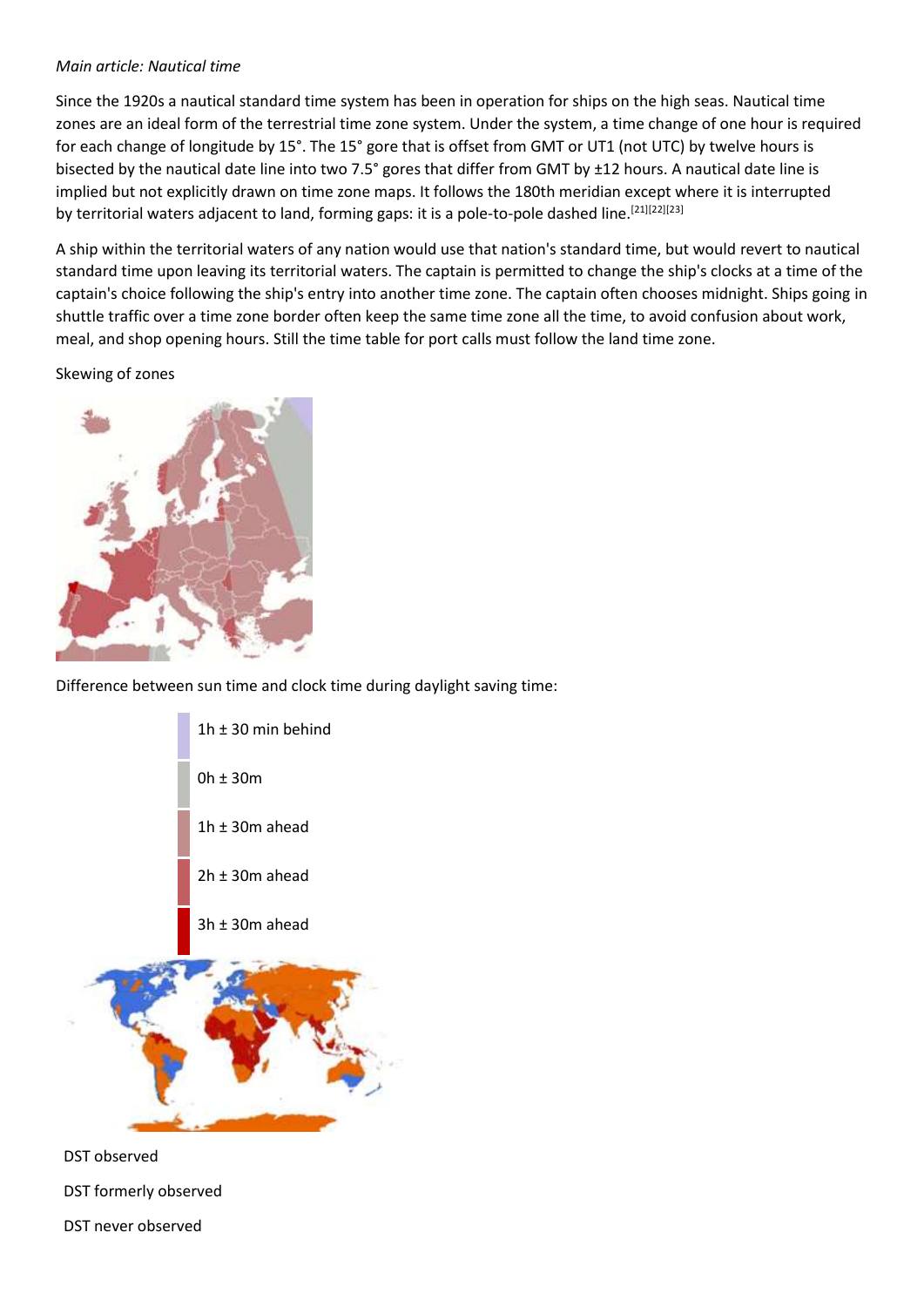*Main article: Nautical time*

Since the 1920s a nautical standard time system has been in operation for ships on the high seas. Nautical time zones are an ideal form of the terrestrial time zone system. Under the system, a time change of one hour is required for each change of longitude by 15°. The 15° gore that is offset from GMT or UT1 (not UTC) by twelve hours is bisected by the nautical date line into two 7.5° gores that differ from GMT by ±12 hours. A nautical date line is implied but not explicitly drawn on time zone maps. It follows the 180th meridian except where it is interrupted by territorial waters adjacent to land, forming gaps: it is a pole-to-pole dashed line.[21][22][23]

A ship within the territorial waters of any nation would use that nation's standard time, but would revert to nautical standard time upon leaving its territorial waters. The captain is permitted to change the ship's clocks at a time of the captain's choice following the ship's entry into another time zone. The captain often chooses midnight. Ships going in shuttle traffic over a time zone border often keep the same time zone all the time, to avoid confusion about work, meal, and shop opening hours. Still the time table for port calls must follow the land time zone.

Skewing of zones

Difference between sun time and clock time during daylight saving time:

- 1h ± 30 min behind
- 0h ± 30m
- 1h ± 30m ahead
- 2h ± 30m ahead
- 3h ± 30m ahead

DST observed

DST formerly observed

DST never observed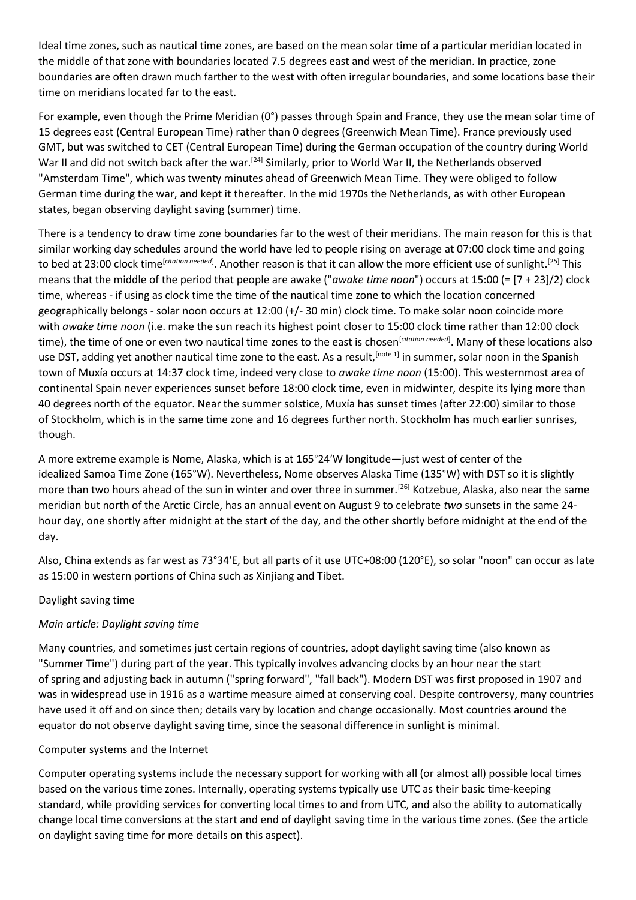Ideal time zones, such as nautical time zones, are based on the mean solar time of a particular meridian located in the middle of that zone with boundaries located 7.5 degrees east and west of the meridian. In practice, zone boundaries are often drawn much farther to the west with often irregular boundaries, and some locations base their time on meridians located far to the east.

For example, even though the Prime Meridian (0°) passes through Spain and France, they use the mean solar time of 15 degrees east (Central European Time) rather than 0 degrees (Greenwich Mean Time). France previously used GMT, but was switched to CET (Central European Time) during the German occupation of the country during World War II and did not switch back after the war.[24] Similarly, prior to World War II, the Netherlands observed "Amsterdam Time", which was twenty minutes ahead of Greenwich Mean Time. They were obliged to follow German time during the war, and kept it thereafter. In the mid 1970s the Netherlands, as with other European states, began observing daylight saving (summer) time.

There is a tendency to draw time zone boundaries far to the west of their meridians. The main reason for this is that similar working day schedules around the world have led to people rising on average at 07:00 clock time and going to bed at 23:00 clock time[*citation needed*]. Another reason is that it can allow the more efficient use of sunlight.[25] This means that the middle of the period that people are awake ("*awake time noon*") occurs at 15:00 (= [7 + 23]/2) clock time, whereas - if using as clock time the time of the nautical time zone to which the location concerned geographically belongs - solar noon occurs at 12:00 (+/- 30 min) clock time. To make solar noon coincide more with *awake time noon* (i.e. make the sun reach its highest point closer to 15:00 clock time rather than 12:00 clock time), the time of one or even two nautical time zones to the east is chosen[*citation needed*]. Many of these locations also use DST, adding yet another nautical time zone to the east. As a result,[note 1] in summer, solar noon in the Spanish town of Muxía occurs at 14:37 clock time, indeed very close to *awake time noon* (15:00). This westernmost area of continental Spain never experiences sunset before 18:00 clock time, even in midwinter, despite its lying more than 40 degrees north of the equator. Near the summer solstice, Muxía has sunset times (after 22:00) similar to those of Stockholm, which is in the same time zone and 16 degrees further north. Stockholm has much earlier sunrises, though.

A more extreme example is Nome, Alaska, which is at 165°24′W longitude—just west of center of the idealized Samoa Time Zone (165°W). Nevertheless, Nome observes Alaska Time (135°W) with DST so it is slightly more than two hours ahead of the sun in winter and over three in summer.[26] Kotzebue, Alaska, also near the same meridian but north of the Arctic Circle, has an annual event on August 9 to celebrate *two* sunsets in the same 24-hour day, one shortly after midnight at the start of the day, and the other shortly before midnight at the end of the day.

Also, China extends as far west as 73°34′E, but all parts of it use UTC+08:00 (120°E), so solar "noon" can occur as late as 15:00 in western portions of China such as Xinjiang and Tibet.

## Daylight saving time

*Main article: Daylight saving time*

Many countries, and sometimes just certain regions of countries, adopt daylight saving time (also known as "Summer Time") during part of the year. This typically involves advancing clocks by an hour near the start of spring and adjusting back in autumn ("spring forward", "fall back"). Modern DST was first proposed in 1907 and was in widespread use in 1916 as a wartime measure aimed at conserving coal. Despite controversy, many countries have used it off and on since then; details vary by location and change occasionally. Most countries around the equator do not observe daylight saving time, since the seasonal difference in sunlight is minimal.

## Computer systems and the Internet

Computer operating systems include the necessary support for working with all (or almost all) possible local times based on the various time zones. Internally, operating systems typically use UTC as their basic time-keeping standard, while providing services for converting local times to and from UTC, and also the ability to automatically change local time conversions at the start and end of daylight saving time in the various time zones. (See the article on daylight saving time for more details on this aspect).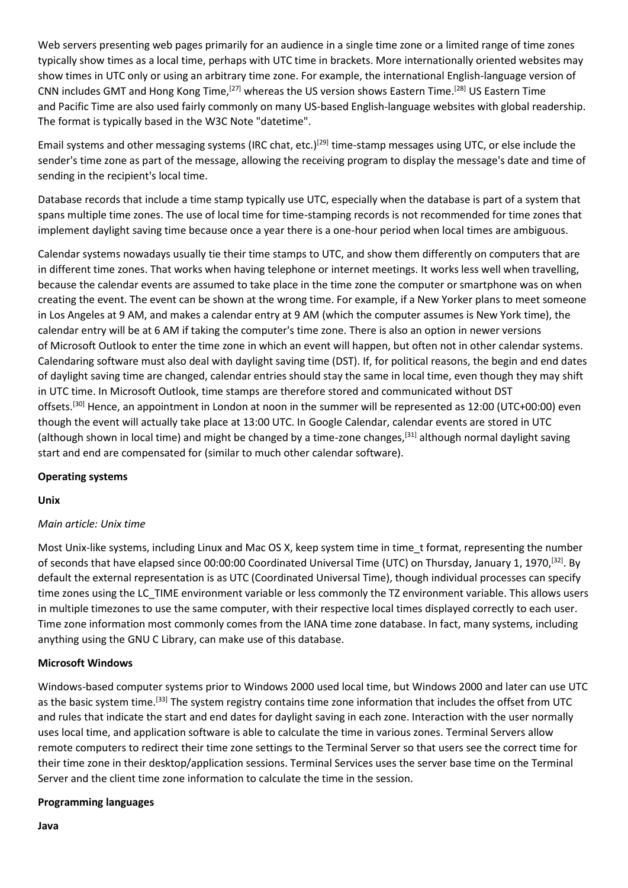Web servers presenting web pages primarily for an audience in a single time zone or a limited range of time zones typically show times as a local time, perhaps with UTC time in brackets. More internationally oriented websites may show times in UTC only or using an arbitrary time zone. For example, the international English-language version of CNN includes GMT and Hong Kong Time,[27] whereas the US version shows Eastern Time.[28] US Eastern Time and Pacific Time are also used fairly commonly on many US-based English-language websites with global readership. The format is typically based in the W3C Note "datetime".

Email systems and other messaging systems (IRC chat, etc.)[29] time-stamp messages using UTC, or else include the sender's time zone as part of the message, allowing the receiving program to display the message's date and time of sending in the recipient's local time.

Database records that include a time stamp typically use UTC, especially when the database is part of a system that spans multiple time zones. The use of local time for time-stamping records is not recommended for time zones that implement daylight saving time because once a year there is a one-hour period when local times are ambiguous.

Calendar systems nowadays usually tie their time stamps to UTC, and show them differently on computers that are in different time zones. That works when having telephone or internet meetings. It works less well when travelling, because the calendar events are assumed to take place in the time zone the computer or smartphone was on when creating the event. The event can be shown at the wrong time. For example, if a New Yorker plans to meet someone in Los Angeles at 9 AM, and makes a calendar entry at 9 AM (which the computer assumes is New York time), the calendar entry will be at 6 AM if taking the computer's time zone. There is also an option in newer versions of Microsoft Outlook to enter the time zone in which an event will happen, but often not in other calendar systems. Calendaring software must also deal with daylight saving time (DST). If, for political reasons, the begin and end dates of daylight saving time are changed, calendar entries should stay the same in local time, even though they may shift in UTC time. In Microsoft Outlook, time stamps are therefore stored and communicated without DST offsets.[30] Hence, an appointment in London at noon in the summer will be represented as 12:00 (UTC+00:00) even though the event will actually take place at 13:00 UTC. In Google Calendar, calendar events are stored in UTC (although shown in local time) and might be changed by a time-zone changes,[31] although normal daylight saving start and end are compensated for (similar to much other calendar software).

**Operating systems**

**Unix**

*Main article: Unix time*

Most Unix-like systems, including Linux and Mac OS X, keep system time in time_t format, representing the number of seconds that have elapsed since 00:00:00 Coordinated Universal Time (UTC) on Thursday, January 1, 1970,[32]. By default the external representation is as UTC (Coordinated Universal Time), though individual processes can specify time zones using the LC_TIME environment variable or less commonly the TZ environment variable. This allows users in multiple timezones to use the same computer, with their respective local times displayed correctly to each user. Time zone information most commonly comes from the IANA time zone database. In fact, many systems, including anything using the GNU C Library, can make use of this database.

**Microsoft Windows**

Windows-based computer systems prior to Windows 2000 used local time, but Windows 2000 and later can use UTC as the basic system time.[33] The system registry contains time zone information that includes the offset from UTC and rules that indicate the start and end dates for daylight saving in each zone. Interaction with the user normally uses local time, and application software is able to calculate the time in various zones. Terminal Servers allow remote computers to redirect their time zone settings to the Terminal Server so that users see the correct time for their time zone in their desktop/application sessions. Terminal Services uses the server base time on the Terminal Server and the client time zone information to calculate the time in the session.

**Programming languages**

**Java**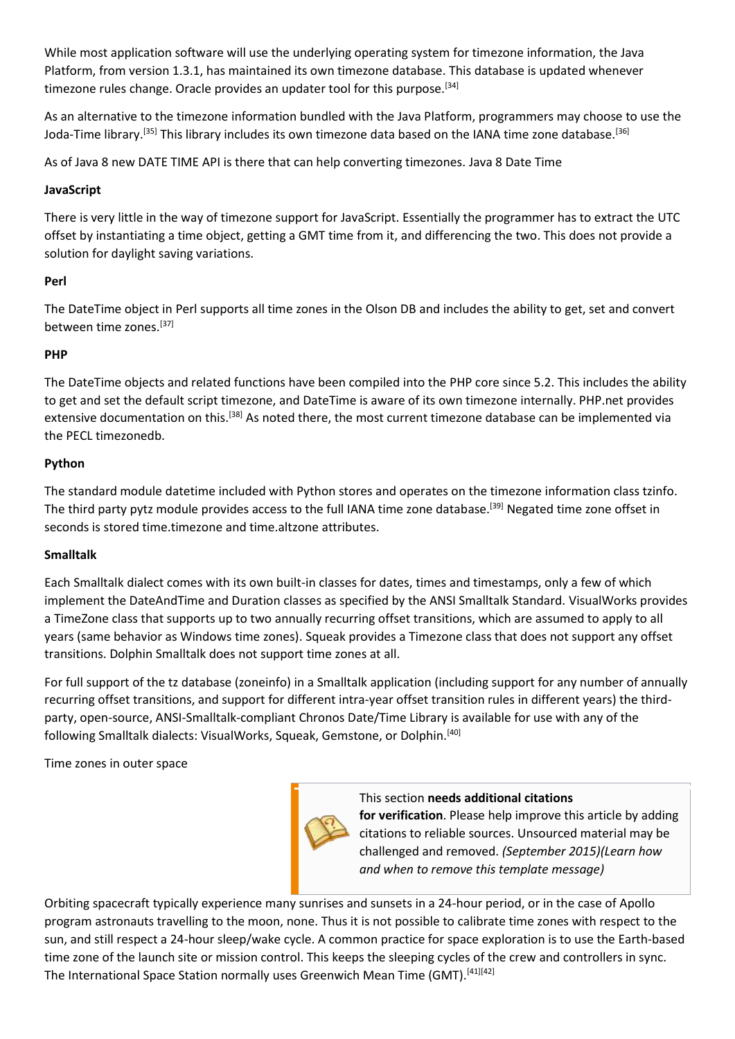While most application software will use the underlying operating system for timezone information, the Java Platform, from version 1.3.1, has maintained its own timezone database. This database is updated whenever timezone rules change. Oracle provides an updater tool for this purpose.[34]

As an alternative to the timezone information bundled with the Java Platform, programmers may choose to use the Joda-Time library.[35] This library includes its own timezone data based on the IANA time zone database.[36]

As of Java 8 new DATE TIME API is there that can help converting timezones. Java 8 Date Time

**JavaScript**

There is very little in the way of timezone support for JavaScript. Essentially the programmer has to extract the UTC offset by instantiating a time object, getting a GMT time from it, and differencing the two. This does not provide a solution for daylight saving variations.

**Perl**

The DateTime object in Perl supports all time zones in the Olson DB and includes the ability to get, set and convert between time zones.[37]

**PHP**

The DateTime objects and related functions have been compiled into the PHP core since 5.2. This includes the ability to get and set the default script timezone, and DateTime is aware of its own timezone internally. PHP.net provides extensive documentation on this.[38] As noted there, the most current timezone database can be implemented via the PECL timezonedb.

**Python**

The standard module datetime included with Python stores and operates on the timezone information class tzinfo. The third party pytz module provides access to the full IANA time zone database.[39] Negated time zone offset in seconds is stored time.timezone and time.altzone attributes.

**Smalltalk**

Each Smalltalk dialect comes with its own built-in classes for dates, times and timestamps, only a few of which implement the DateAndTime and Duration classes as specified by the ANSI Smalltalk Standard. VisualWorks provides a TimeZone class that supports up to two annually recurring offset transitions, which are assumed to apply to all years (same behavior as Windows time zones). Squeak provides a Timezone class that does not support any offset transitions. Dolphin Smalltalk does not support time zones at all.

For full support of the tz database (zoneinfo) in a Smalltalk application (including support for any number of annually recurring offset transitions, and support for different intra-year offset transition rules in different years) the third-party, open-source, ANSI-Smalltalk-compliant Chronos Date/Time Library is available for use with any of the following Smalltalk dialects: VisualWorks, Squeak, Gemstone, or Dolphin.[40]

Time zones in outer space

This section **needs additional citations for verification**. Please help improve this article by adding citations to reliable sources. Unsourced material may be challenged and removed. *(September 2015)(Learn how and when to remove this template message)*

Orbiting spacecraft typically experience many sunrises and sunsets in a 24-hour period, or in the case of Apollo program astronauts travelling to the moon, none. Thus it is not possible to calibrate time zones with respect to the sun, and still respect a 24-hour sleep/wake cycle. A common practice for space exploration is to use the Earth-based time zone of the launch site or mission control. This keeps the sleeping cycles of the crew and controllers in sync. The International Space Station normally uses Greenwich Mean Time (GMT).[41][42]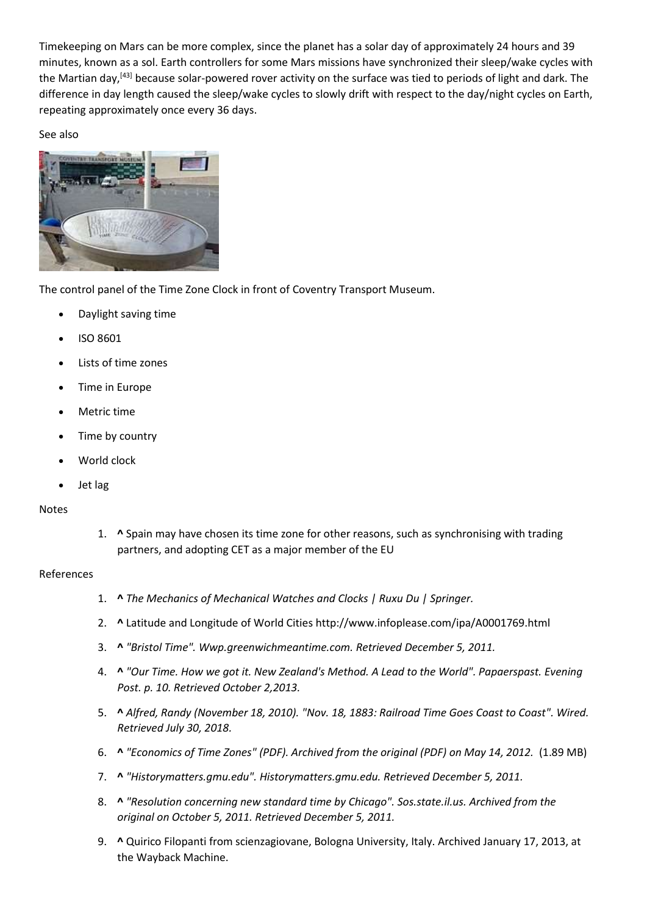Timekeeping on Mars can be more complex, since the planet has a solar day of approximately 24 hours and 39 minutes, known as a sol. Earth controllers for some Mars missions have synchronized their sleep/wake cycles with the Martian day,[43] because solar-powered rover activity on the surface was tied to periods of light and dark. The difference in day length caused the sleep/wake cycles to slowly drift with respect to the day/night cycles on Earth, repeating approximately once every 36 days.

See also

The control panel of the Time Zone Clock in front of Coventry Transport Museum.

- Daylight saving time
- ISO 8601
- Lists of time zones
- Time in Europe
- Metric time
- Time by country
- World clock
- Jet lag

Notes

1. **^** Spain may have chosen its time zone for other reasons, such as synchronising with trading partners, and adopting CET as a major member of the EU

References

1. **^** *The Mechanics of Mechanical Watches and Clocks | Ruxu Du | Springer.*
2. **^** Latitude and Longitude of World Cities http://www.infoplease.com/ipa/A0001769.html
3. **^** *"Bristol Time". Wwp.greenwichmeantime.com. Retrieved December 5, 2011.*
4. **^** *"Our Time. How we got it. New Zealand's Method. A Lead to the World". Papaerspast. Evening Post. p. 10. Retrieved October 2,2013.*
5. **^** *Alfred, Randy (November 18, 2010). "Nov. 18, 1883: Railroad Time Goes Coast to Coast". Wired. Retrieved July 30, 2018.*
6. **^** *"Economics of Time Zones" (PDF). Archived from the original (PDF) on May 14, 2012.* (1.89 MB)
7. **^** *"Historymatters.gmu.edu". Historymatters.gmu.edu. Retrieved December 5, 2011.*
8. **^** *"Resolution concerning new standard time by Chicago". Sos.state.il.us. Archived from the original on October 5, 2011. Retrieved December 5, 2011.*
9. **^** Quirico Filopanti from scienzagiovane, Bologna University, Italy. Archived January 17, 2013, at the Wayback Machine.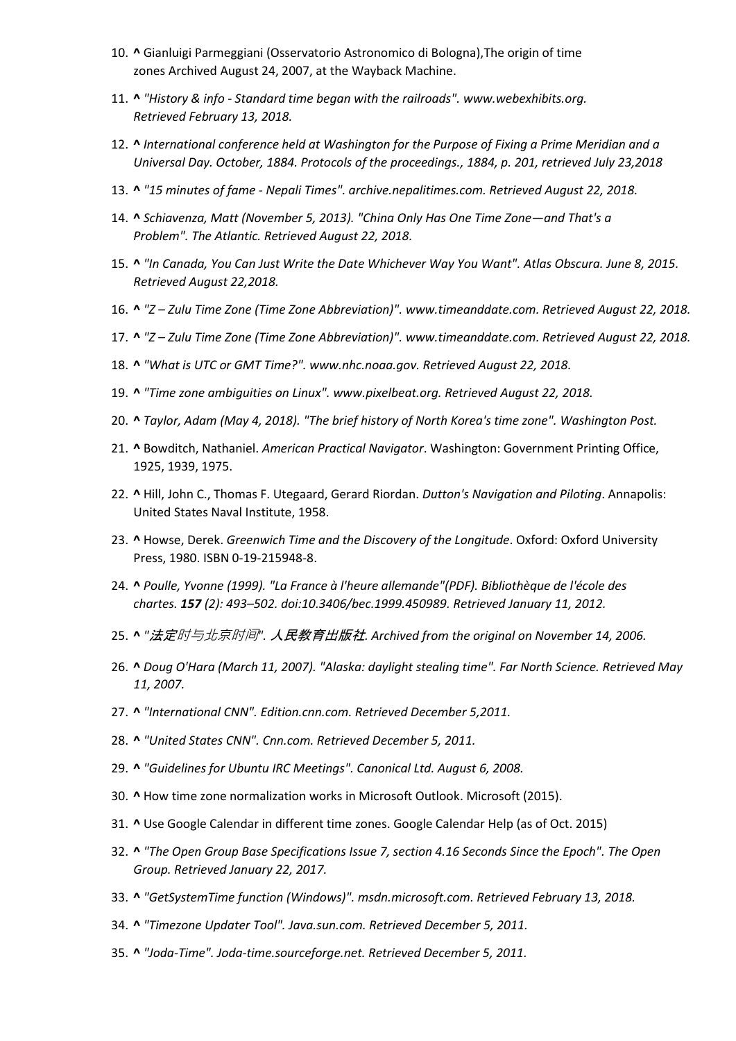10. **^** Gianluigi Parmeggiani (Osservatorio Astronomico di Bologna),The origin of time zones Archived August 24, 2007, at the Wayback Machine.
11. **^** *"History & info - Standard time began with the railroads". www.webexhibits.org. Retrieved February 13, 2018.*
12. **^** *International conference held at Washington for the Purpose of Fixing a Prime Meridian and a Universal Day. October, 1884. Protocols of the proceedings., 1884, p. 201, retrieved July 23,2018*
13. **^** *"15 minutes of fame - Nepali Times". archive.nepalitimes.com. Retrieved August 22, 2018.*
14. **^** *Schiavenza, Matt (November 5, 2013). "China Only Has One Time Zone—and That's a Problem". The Atlantic. Retrieved August 22, 2018.*
15. **^** *"In Canada, You Can Just Write the Date Whichever Way You Want". Atlas Obscura. June 8, 2015. Retrieved August 22,2018.*
16. **^** *"Z – Zulu Time Zone (Time Zone Abbreviation)". www.timeanddate.com. Retrieved August 22, 2018.*
17. **^** *"Z – Zulu Time Zone (Time Zone Abbreviation)". www.timeanddate.com. Retrieved August 22, 2018.*
18. **^** *"What is UTC or GMT Time?". www.nhc.noaa.gov. Retrieved August 22, 2018.*
19. **^** *"Time zone ambiguities on Linux". www.pixelbeat.org. Retrieved August 22, 2018.*
20. **^** *Taylor, Adam (May 4, 2018). "The brief history of North Korea's time zone". Washington Post.*
21. **^** Bowditch, Nathaniel. *American Practical Navigator*. Washington: Government Printing Office, 1925, 1939, 1975.
22. **^** Hill, John C., Thomas F. Utegaard, Gerard Riordan. *Dutton's Navigation and Piloting*. Annapolis: United States Naval Institute, 1958.
23. **^** Howse, Derek. *Greenwich Time and the Discovery of the Longitude*. Oxford: Oxford University Press, 1980. ISBN 0-19-215948-8.
24. **^** *Poulle, Yvonne (1999). "La France à l'heure allemande"(PDF). Bibliothèque de l'école des chartes.* ***157*** *(2): 493–502. doi:10.3406/bec.1999.450989. Retrieved January 11, 2012.*
25. **^** *"法定时与北京时间". 人民教育出版社. Archived from the original on November 14, 2006.*
26. **^** *Doug O'Hara (March 11, 2007). "Alaska: daylight stealing time". Far North Science. Retrieved May 11, 2007.*
27. **^** *"International CNN". Edition.cnn.com. Retrieved December 5,2011.*
28. **^** *"United States CNN". Cnn.com. Retrieved December 5, 2011.*
29. **^** *"Guidelines for Ubuntu IRC Meetings". Canonical Ltd. August 6, 2008.*
30. **^** How time zone normalization works in Microsoft Outlook. Microsoft (2015).
31. **^** Use Google Calendar in different time zones. Google Calendar Help (as of Oct. 2015)
32. **^** *"The Open Group Base Specifications Issue 7, section 4.16 Seconds Since the Epoch". The Open Group. Retrieved January 22, 2017.*
33. **^** *"GetSystemTime function (Windows)". msdn.microsoft.com. Retrieved February 13, 2018.*
34. **^** *"Timezone Updater Tool". Java.sun.com. Retrieved December 5, 2011.*
35. **^** *"Joda-Time". Joda-time.sourceforge.net. Retrieved December 5, 2011.*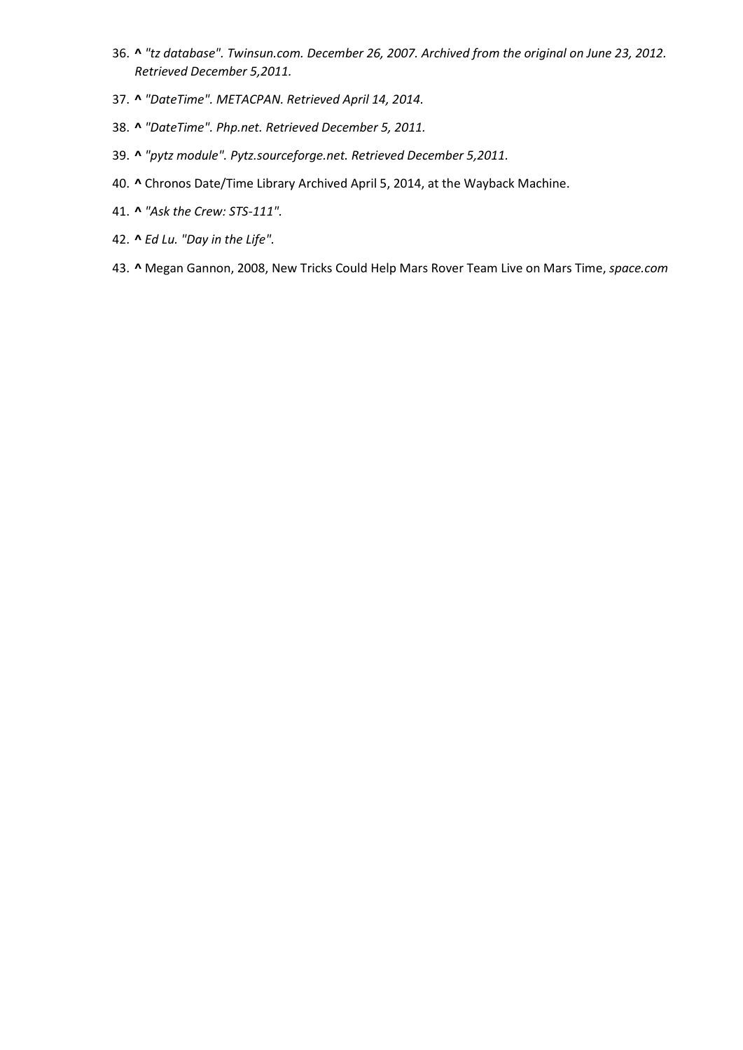36. **^** *"tz database". Twinsun.com. December 26, 2007. Archived from the original on June 23, 2012. Retrieved December 5,2011.*
37. **^** *"DateTime". METACPAN. Retrieved April 14, 2014.*
38. **^** *"DateTime". Php.net. Retrieved December 5, 2011.*
39. **^** *"pytz module". Pytz.sourceforge.net. Retrieved December 5,2011.*
40. **^** Chronos Date/Time Library Archived April 5, 2014, at the Wayback Machine.
41. **^** *"Ask the Crew: STS-111".*
42. **^** *Ed Lu. "Day in the Life".*
43. **^** Megan Gannon, 2008, New Tricks Could Help Mars Rover Team Live on Mars Time, *space.com*